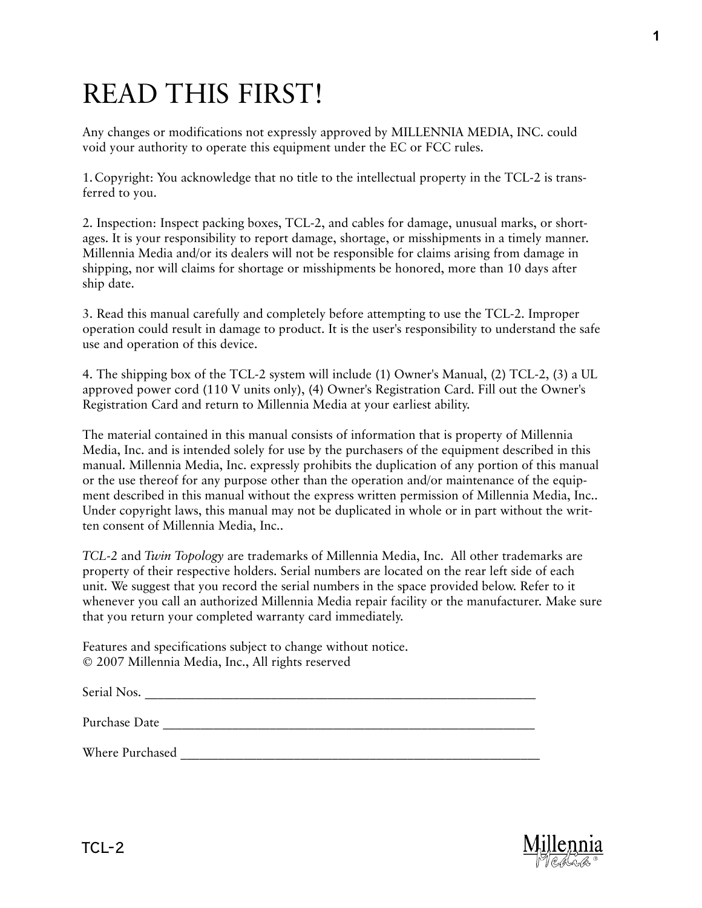# READ THIS FIRST!

Any changes or modifications not expressly approved by MILLENNIA MEDIA, INC. could void your authority to operate this equipment under the EC or FCC rules.

1. Copyright: You acknowledge that no title to the intellectual property in the TCL-2 is transferred to you.

2. Inspection: Inspect packing boxes, TCL-2, and cables for damage, unusual marks, or shortages. It is your responsibility to report damage, shortage, or misshipments in a timely manner. Millennia Media and/or its dealers will not be responsible for claims arising from damage in shipping, nor will claims for shortage or misshipments be honored, more than 10 days after ship date.

3. Read this manual carefully and completely before attempting to use the TCL-2. Improper operation could result in damage to product. It is the user's responsibility to understand the safe use and operation of this device.

4. The shipping box of the TCL-2 system will include (1) Owner's Manual, (2) TCL-2, (3) a UL approved power cord (110 V units only), (4) Owner's Registration Card. Fill out the Owner's Registration Card and return to Millennia Media at your earliest ability.

The material contained in this manual consists of information that is property of Millennia Media, Inc. and is intended solely for use by the purchasers of the equipment described in this manual. Millennia Media, Inc. expressly prohibits the duplication of any portion of this manual or the use thereof for any purpose other than the operation and/or maintenance of the equipment described in this manual without the express written permission of Millennia Media, Inc.. Under copyright laws, this manual may not be duplicated in whole or in part without the written consent of Millennia Media, Inc..

*TCL-2* and *Twin Topology* are trademarks of Millennia Media, Inc. All other trademarks are property of their respective holders. Serial numbers are located on the rear left side of each unit. We suggest that you record the serial numbers in the space provided below. Refer to it whenever you call an authorized Millennia Media repair facility or the manufacturer. Make sure that you return your completed warranty card immediately.

Features and specifications subject to change without notice.
© 2007 Millennia Media, Inc., All rights reserved

Serial Nos. ___________________________________________________________

Purchase Date ________________________________________________________

Where Purchased ______________________________________________________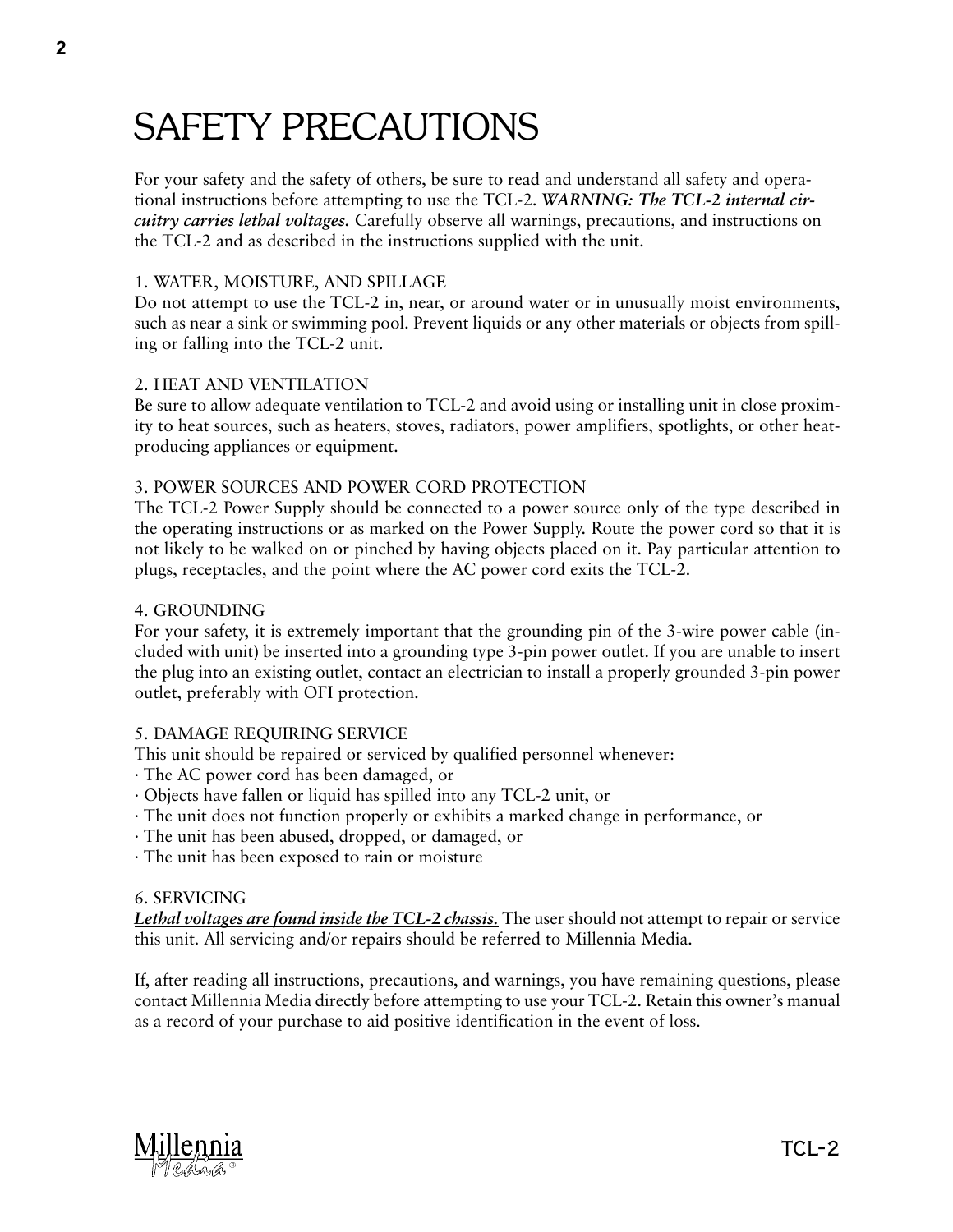# SAFETY PRECAUTIONS

For your safety and the safety of others, be sure to read and understand all safety and operational instructions before attempting to use the TCL-2. ***WARNING: The TCL-2 internal circuitry carries lethal voltages.*** Carefully observe all warnings, precautions, and instructions on the TCL-2 and as described in the instructions supplied with the unit.

1. WATER, MOISTURE, AND SPILLAGE
Do not attempt to use the TCL-2 in, near, or around water or in unusually moist environments, such as near a sink or swimming pool. Prevent liquids or any other materials or objects from spilling or falling into the TCL-2 unit.

2. HEAT AND VENTILATION
Be sure to allow adequate ventilation to TCL-2 and avoid using or installing unit in close proximity to heat sources, such as heaters, stoves, radiators, power amplifiers, spotlights, or other heat-producing appliances or equipment.

3. POWER SOURCES AND POWER CORD PROTECTION
The TCL-2 Power Supply should be connected to a power source only of the type described in the operating instructions or as marked on the Power Supply. Route the power cord so that it is not likely to be walked on or pinched by having objects placed on it. Pay particular attention to plugs, receptacles, and the point where the AC power cord exits the TCL-2.

4. GROUNDING
For your safety, it is extremely important that the grounding pin of the 3-wire power cable (included with unit) be inserted into a grounding type 3-pin power outlet. If you are unable to insert the plug into an existing outlet, contact an electrician to install a properly grounded 3-pin power outlet, preferably with OFI protection.

5. DAMAGE REQUIRING SERVICE
This unit should be repaired or serviced by qualified personnel whenever:
· The AC power cord has been damaged, or
· Objects have fallen or liquid has spilled into any TCL-2 unit, or
· The unit does not function properly or exhibits a marked change in performance, or
· The unit has been abused, dropped, or damaged, or
· The unit has been exposed to rain or moisture

6. SERVICING
***Lethal voltages are found inside the TCL-2 chassis.*** The user should not attempt to repair or service this unit. All servicing and/or repairs should be referred to Millennia Media.

If, after reading all instructions, precautions, and warnings, you have remaining questions, please contact Millennia Media directly before attempting to use your TCL-2. Retain this owner's manual as a record of your purchase to aid positive identification in the event of loss.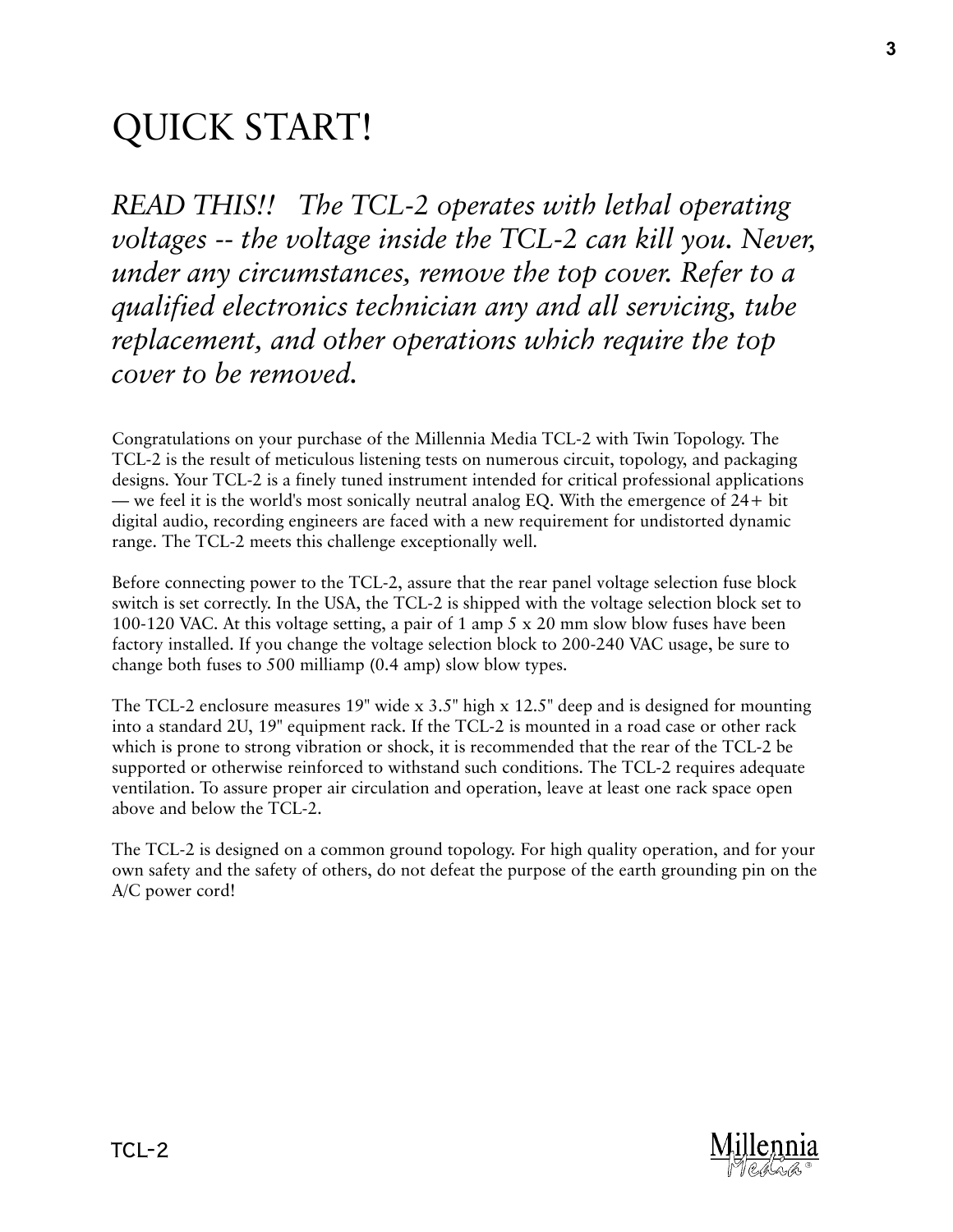# QUICK START!

*READ THIS!! The TCL-2 operates with lethal operating voltages -- the voltage inside the TCL-2 can kill you. Never, under any circumstances, remove the top cover. Refer to a qualified electronics technician any and all servicing, tube replacement, and other operations which require the top cover to be removed.*

Congratulations on your purchase of the Millennia Media TCL-2 with Twin Topology. The TCL-2 is the result of meticulous listening tests on numerous circuit, topology, and packaging designs. Your TCL-2 is a finely tuned instrument intended for critical professional applications — we feel it is the world's most sonically neutral analog EQ. With the emergence of 24+ bit digital audio, recording engineers are faced with a new requirement for undistorted dynamic range. The TCL-2 meets this challenge exceptionally well.

Before connecting power to the TCL-2, assure that the rear panel voltage selection fuse block switch is set correctly. In the USA, the TCL-2 is shipped with the voltage selection block set to 100-120 VAC. At this voltage setting, a pair of 1 amp 5 x 20 mm slow blow fuses have been factory installed. If you change the voltage selection block to 200-240 VAC usage, be sure to change both fuses to 500 milliamp (0.4 amp) slow blow types.

The TCL-2 enclosure measures 19" wide x 3.5" high x 12.5" deep and is designed for mounting into a standard 2U, 19" equipment rack. If the TCL-2 is mounted in a road case or other rack which is prone to strong vibration or shock, it is recommended that the rear of the TCL-2 be supported or otherwise reinforced to withstand such conditions. The TCL-2 requires adequate ventilation. To assure proper air circulation and operation, leave at least one rack space open above and below the TCL-2.

The TCL-2 is designed on a common ground topology. For high quality operation, and for your own safety and the safety of others, do not defeat the purpose of the earth grounding pin on the A/C power cord!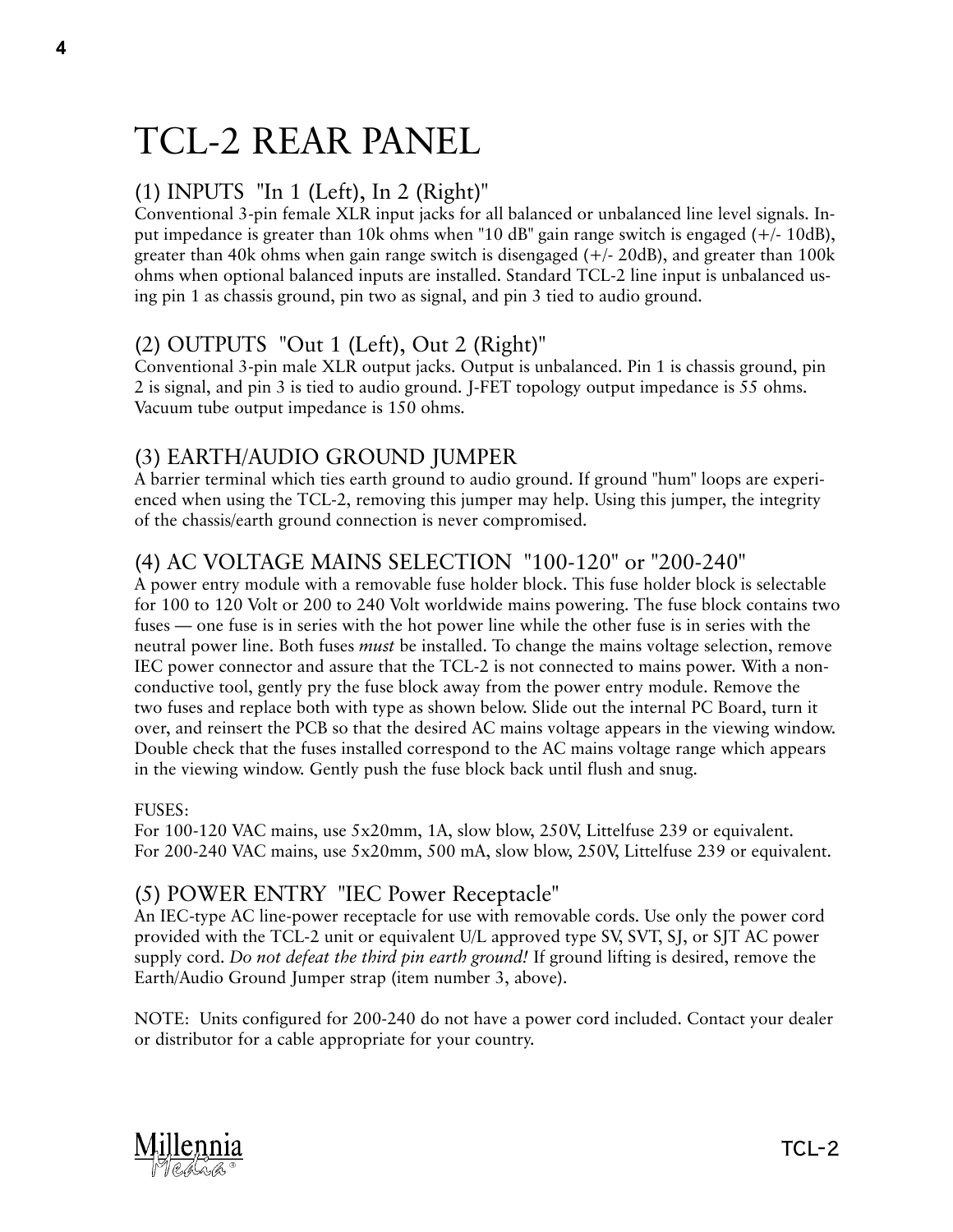# TCL-2 REAR PANEL

## (1) INPUTS "In 1 (Left), In 2 (Right)"

Conventional 3-pin female XLR input jacks for all balanced or unbalanced line level signals. Input impedance is greater than 10k ohms when "10 dB" gain range switch is engaged (+/- 10dB), greater than 40k ohms when gain range switch is disengaged (+/- 20dB), and greater than 100k ohms when optional balanced inputs are installed. Standard TCL-2 line input is unbalanced using pin 1 as chassis ground, pin two as signal, and pin 3 tied to audio ground.

## (2) OUTPUTS "Out 1 (Left), Out 2 (Right)"

Conventional 3-pin male XLR output jacks. Output is unbalanced. Pin 1 is chassis ground, pin 2 is signal, and pin 3 is tied to audio ground. J-FET topology output impedance is 55 ohms. Vacuum tube output impedance is 150 ohms.

## (3) EARTH/AUDIO GROUND JUMPER

A barrier terminal which ties earth ground to audio ground. If ground "hum" loops are experienced when using the TCL-2, removing this jumper may help. Using this jumper, the integrity of the chassis/earth ground connection is never compromised.

## (4) AC VOLTAGE MAINS SELECTION "100-120" or "200-240"

A power entry module with a removable fuse holder block. This fuse holder block is selectable for 100 to 120 Volt or 200 to 240 Volt worldwide mains powering. The fuse block contains two fuses — one fuse is in series with the hot power line while the other fuse is in series with the neutral power line. Both fuses *must* be installed. To change the mains voltage selection, remove IEC power connector and assure that the TCL-2 is not connected to mains power. With a non-conductive tool, gently pry the fuse block away from the power entry module. Remove the two fuses and replace both with type as shown below. Slide out the internal PC Board, turn it over, and reinsert the PCB so that the desired AC mains voltage appears in the viewing window. Double check that the fuses installed correspond to the AC mains voltage range which appears in the viewing window. Gently push the fuse block back until flush and snug.

FUSES:
For 100-120 VAC mains, use 5x20mm, 1A, slow blow, 250V, Littelfuse 239 or equivalent.
For 200-240 VAC mains, use 5x20mm, 500 mA, slow blow, 250V, Littelfuse 239 or equivalent.

## (5) POWER ENTRY "IEC Power Receptacle"

An IEC-type AC line-power receptacle for use with removable cords. Use only the power cord provided with the TCL-2 unit or equivalent U/L approved type SV, SVT, SJ, or SJT AC power supply cord. *Do not defeat the third pin earth ground!* If ground lifting is desired, remove the Earth/Audio Ground Jumper strap (item number 3, above).

NOTE: Units configured for 200-240 do not have a power cord included. Contact your dealer or distributor for a cable appropriate for your country.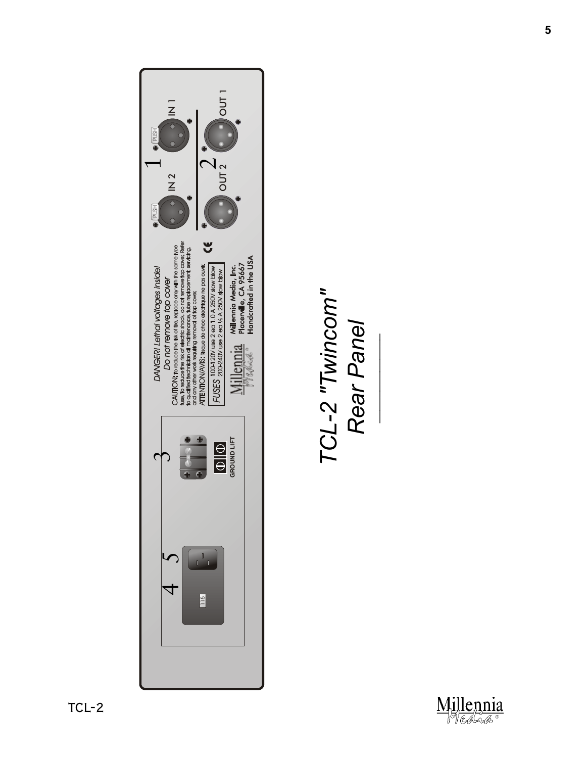# TCL-2 "Twincom" Rear Panel

DANGER! Lethal voltages inside!
Do not remove top cover.

CAUTION: To reduce the risk of fire, replace only with the same type fuse. To reduce the risk of electric shock, do not remove top cover. Refer to qualified technician all maintenance, tube replacement, servicing, and any other work requiring removal of top cover.

ATTENTION/AVIS: Risque de choc electrique ne pas ouvrir.

FUSES 100-120V use 2 ea 1.0 A 250V slow blow
200-240V use 2 ea ½ A 250V slow blow

Millennia Media, Inc.
Placerville, CA 95667
Handcrafted in the USA

IN 1 · IN 2 · OUT 1 · OUT 2 · PUSH · GROUND LIFT · 115

1 · 2 · 3 · 4 · 5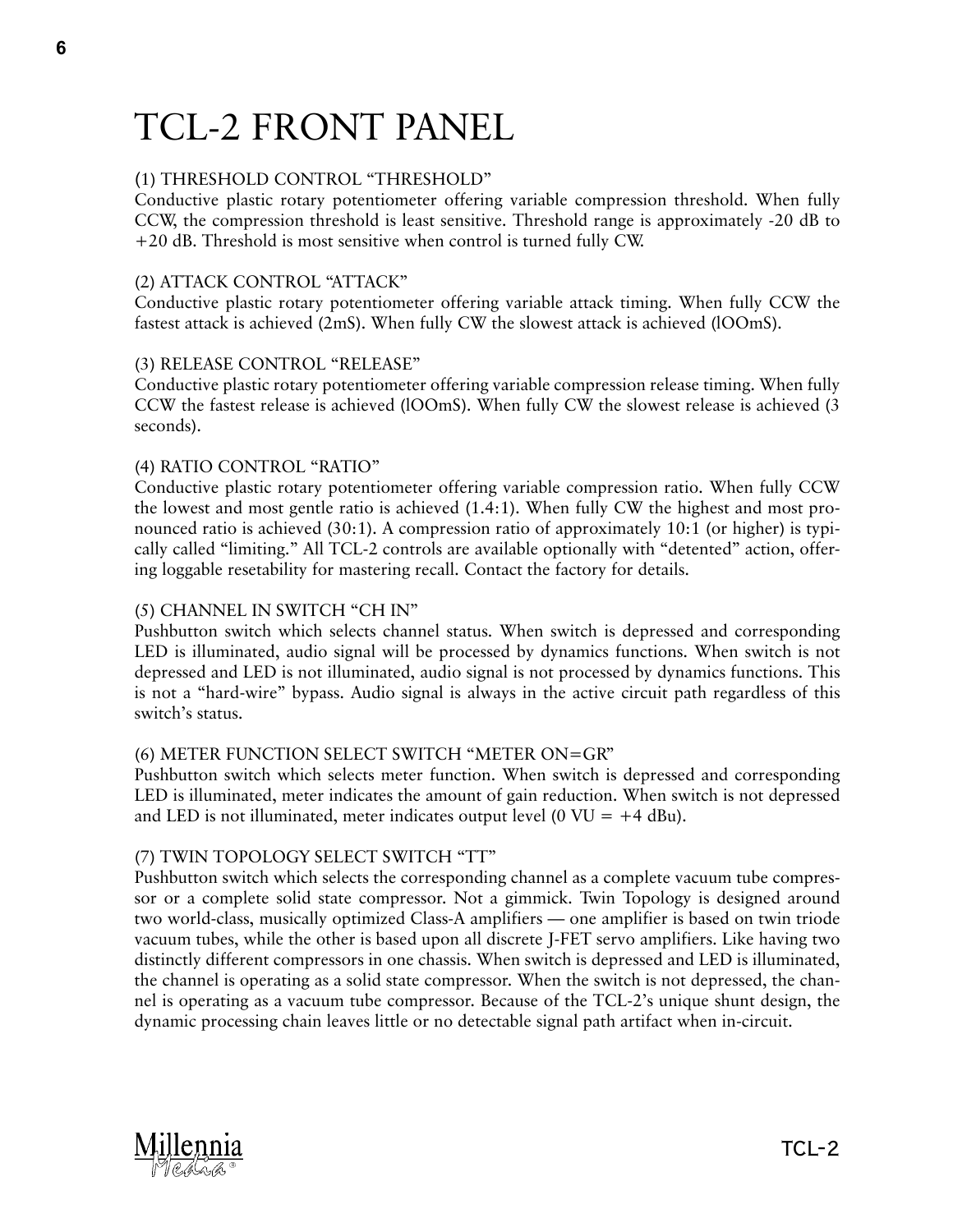# TCL-2 FRONT PANEL

(1) THRESHOLD CONTROL "THRESHOLD"
Conductive plastic rotary potentiometer offering variable compression threshold. When fully CCW, the compression threshold is least sensitive. Threshold range is approximately -20 dB to +20 dB. Threshold is most sensitive when control is turned fully CW.

(2) ATTACK CONTROL "ATTACK"
Conductive plastic rotary potentiometer offering variable attack timing. When fully CCW the fastest attack is achieved (2mS). When fully CW the slowest attack is achieved (lOOmS).

(3) RELEASE CONTROL "RELEASE"
Conductive plastic rotary potentiometer offering variable compression release timing. When fully CCW the fastest release is achieved (lOOmS). When fully CW the slowest release is achieved (3 seconds).

(4) RATIO CONTROL "RATIO"
Conductive plastic rotary potentiometer offering variable compression ratio. When fully CCW the lowest and most gentle ratio is achieved (1.4:1). When fully CW the highest and most pronounced ratio is achieved (30:1). A compression ratio of approximately 10:1 (or higher) is typically called "limiting." All TCL-2 controls are available optionally with "detented" action, offering loggable resetability for mastering recall. Contact the factory for details.

(5) CHANNEL IN SWITCH "CH IN"
Pushbutton switch which selects channel status. When switch is depressed and corresponding LED is illuminated, audio signal will be processed by dynamics functions. When switch is not depressed and LED is not illuminated, audio signal is not processed by dynamics functions. This is not a "hard-wire" bypass. Audio signal is always in the active circuit path regardless of this switch's status.

(6) METER FUNCTION SELECT SWITCH "METER ON=GR"
Pushbutton switch which selects meter function. When switch is depressed and corresponding LED is illuminated, meter indicates the amount of gain reduction. When switch is not depressed and LED is not illuminated, meter indicates output level (0 VU = +4 dBu).

(7) TWIN TOPOLOGY SELECT SWITCH "TT"
Pushbutton switch which selects the corresponding channel as a complete vacuum tube compressor or a complete solid state compressor. Not a gimmick. Twin Topology is designed around two world-class, musically optimized Class-A amplifiers — one amplifier is based on twin triode vacuum tubes, while the other is based upon all discrete J-FET servo amplifiers. Like having two distinctly different compressors in one chassis. When switch is depressed and LED is illuminated, the channel is operating as a solid state compressor. When the switch is not depressed, the channel is operating as a vacuum tube compressor. Because of the TCL-2's unique shunt design, the dynamic processing chain leaves little or no detectable signal path artifact when in-circuit.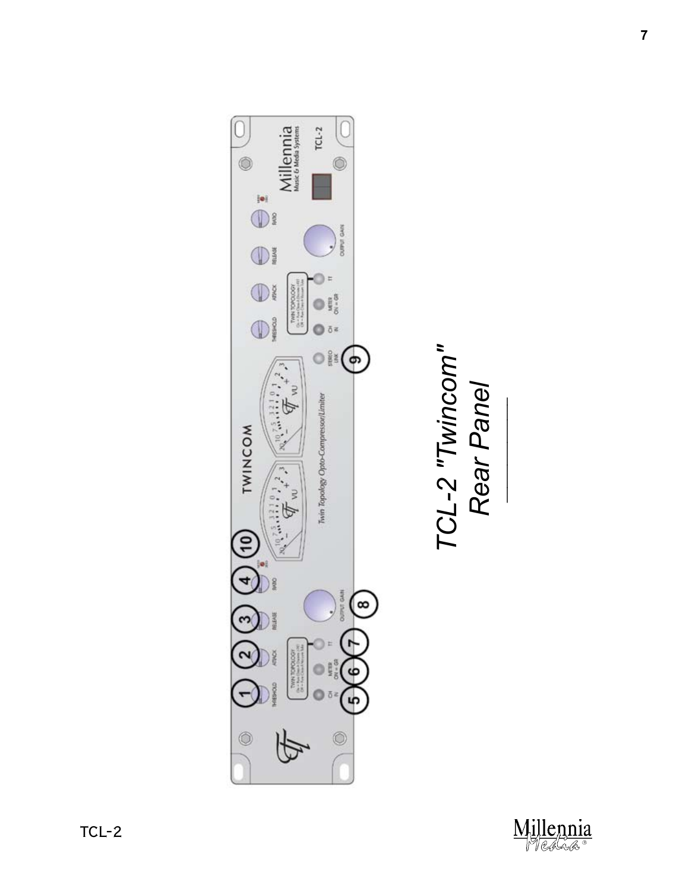# TCL-2 "Twincom" Rear Panel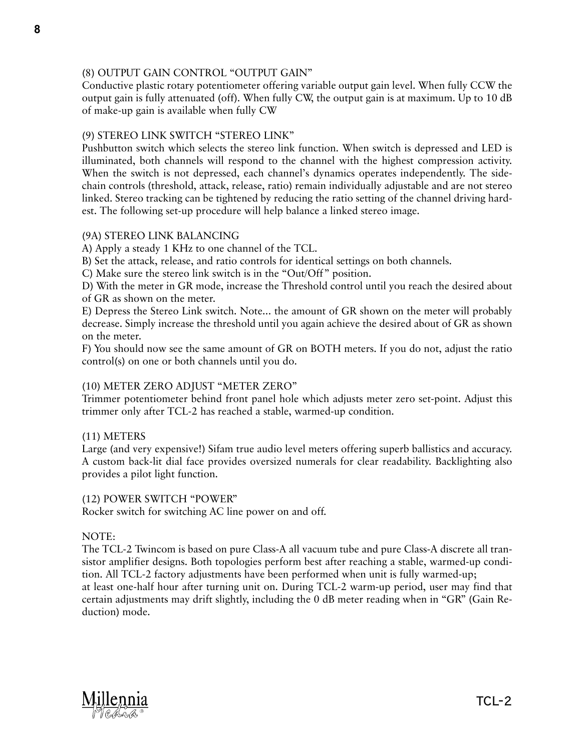### (8) OUTPUT GAIN CONTROL "OUTPUT GAIN"

Conductive plastic rotary potentiometer offering variable output gain level. When fully CCW the output gain is fully attenuated (off). When fully CW, the output gain is at maximum. Up to 10 dB of make-up gain is available when fully CW

### (9) STEREO LINK SWITCH "STEREO LINK"

Pushbutton switch which selects the stereo link function. When switch is depressed and LED is illuminated, both channels will respond to the channel with the highest compression activity. When the switch is not depressed, each channel's dynamics operates independently. The side-chain controls (threshold, attack, release, ratio) remain individually adjustable and are not stereo linked. Stereo tracking can be tightened by reducing the ratio setting of the channel driving hardest. The following set-up procedure will help balance a linked stereo image.

### (9A) STEREO LINK BALANCING

A) Apply a steady 1 KHz to one channel of the TCL.

B) Set the attack, release, and ratio controls for identical settings on both channels.

C) Make sure the stereo link switch is in the "Out/Off" position.

D) With the meter in GR mode, increase the Threshold control until you reach the desired about of GR as shown on the meter.

E) Depress the Stereo Link switch. Note... the amount of GR shown on the meter will probably decrease. Simply increase the threshold until you again achieve the desired about of GR as shown on the meter.

F) You should now see the same amount of GR on BOTH meters. If you do not, adjust the ratio control(s) on one or both channels until you do.

### (10) METER ZERO ADJUST "METER ZERO"

Trimmer potentiometer behind front panel hole which adjusts meter zero set-point. Adjust this trimmer only after TCL-2 has reached a stable, warmed-up condition.

### (11) METERS

Large (and very expensive!) Sifam true audio level meters offering superb ballistics and accuracy. A custom back-lit dial face provides oversized numerals for clear readability. Backlighting also provides a pilot light function.

### (12) POWER SWITCH "POWER"

Rocker switch for switching AC line power on and off.

NOTE:

The TCL-2 Twincom is based on pure Class-A all vacuum tube and pure Class-A discrete all transistor amplifier designs. Both topologies perform best after reaching a stable, warmed-up condition. All TCL-2 factory adjustments have been performed when unit is fully warmed-up; at least one-half hour after turning unit on. During TCL-2 warm-up period, user may find that certain adjustments may drift slightly, including the 0 dB meter reading when in "GR" (Gain Reduction) mode.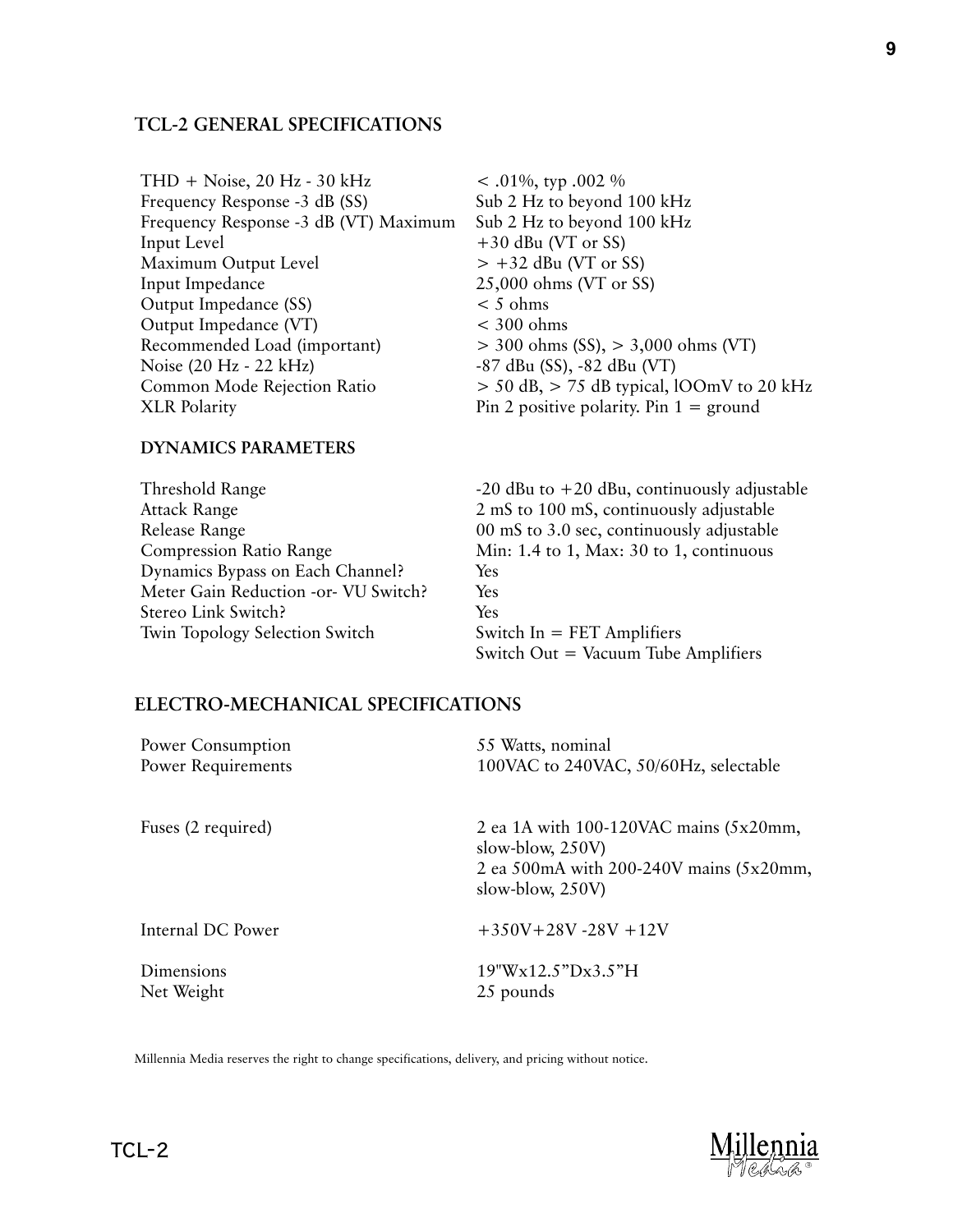## TCL-2 GENERAL SPECIFICATIONS

| | |
|---|---|
| THD + Noise, 20 Hz - 30 kHz | < .01%, typ .002 % |
| Frequency Response -3 dB (SS) | Sub 2 Hz to beyond 100 kHz |
| Frequency Response -3 dB (VT) Maximum | Sub 2 Hz to beyond 100 kHz |
| Input Level | +30 dBu (VT or SS) |
| Maximum Output Level | > +32 dBu (VT or SS) |
| Input Impedance | 25,000 ohms (VT or SS) |
| Output Impedance (SS) | < 5 ohms |
| Output Impedance (VT) | < 300 ohms |
| Recommended Load (important) | > 300 ohms (SS), > 3,000 ohms (VT) |
| Noise (20 Hz - 22 kHz) | -87 dBu (SS), -82 dBu (VT) |
| Common Mode Rejection Ratio | > 50 dB, > 75 dB typical, lOOmV to 20 kHz |
| XLR Polarity | Pin 2 positive polarity. Pin 1 = ground |

### DYNAMICS PARAMETERS

| | |
|---|---|
| Threshold Range | -20 dBu to +20 dBu, continuously adjustable |
| Attack Range | 2 mS to 100 mS, continuously adjustable |
| Release Range | 00 mS to 3.0 sec, continuously adjustable |
| Compression Ratio Range | Min: 1.4 to 1, Max: 30 to 1, continuous |
| Dynamics Bypass on Each Channel? | Yes |
| Meter Gain Reduction -or- VU Switch? | Yes |
| Stereo Link Switch? | Yes |
| Twin Topology Selection Switch | Switch In = FET Amplifiers<br>Switch Out = Vacuum Tube Amplifiers |

## ELECTRO-MECHANICAL SPECIFICATIONS

| | |
|---|---|
| Power Consumption | 55 Watts, nominal |
| Power Requirements | 100VAC to 240VAC, 50/60Hz, selectable |
| Fuses (2 required) | 2 ea 1A with 100-120VAC mains (5x20mm, slow-blow, 250V)<br>2 ea 500mA with 200-240V mains (5x20mm, slow-blow, 250V) |
| Internal DC Power | +350V+28V -28V +12V |
| Dimensions | 19"Wx12.5"Dx3.5"H |
| Net Weight | 25 pounds |

Millennia Media reserves the right to change specifications, delivery, and pricing without notice.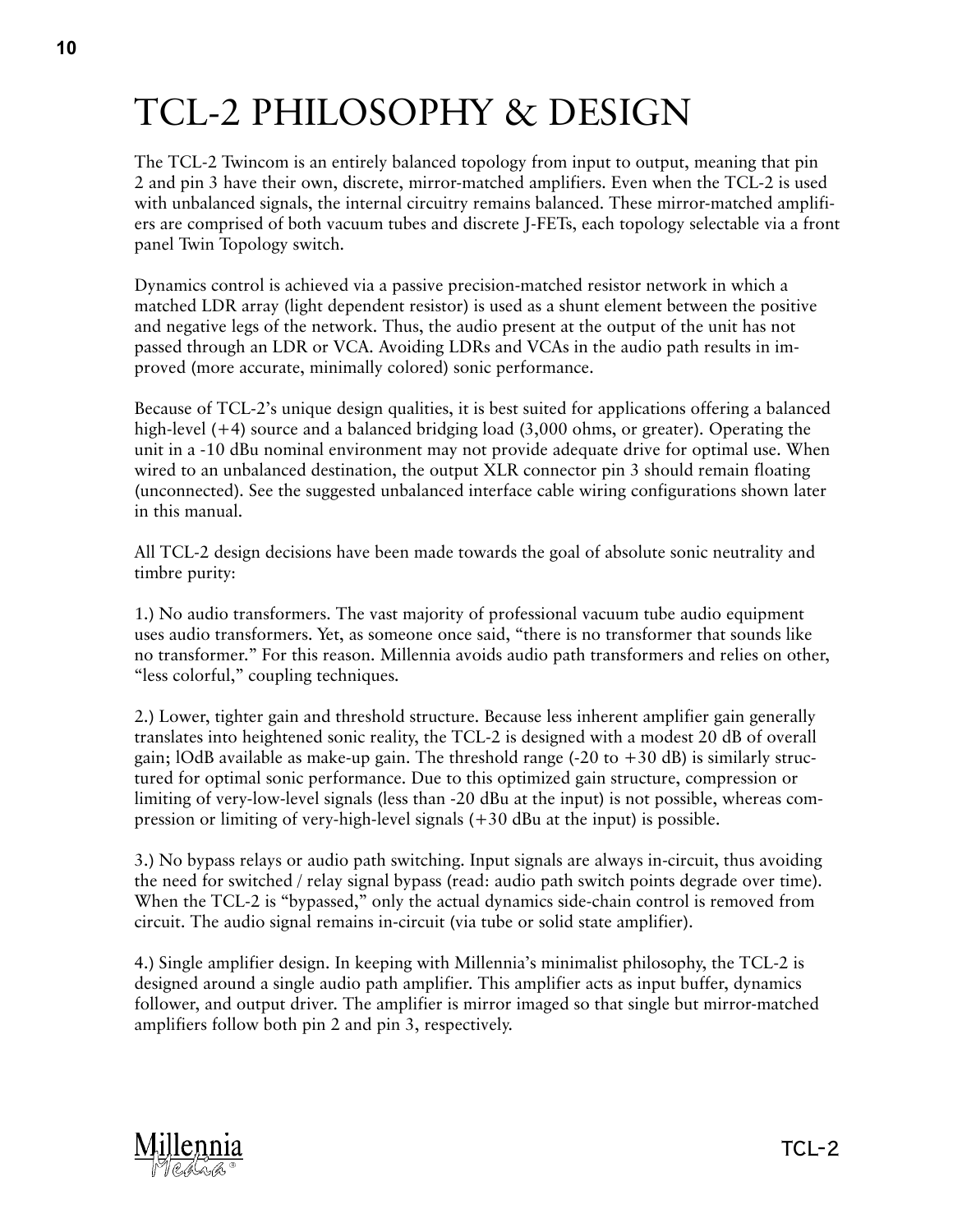# TCL-2 PHILOSOPHY & DESIGN

The TCL-2 Twincom is an entirely balanced topology from input to output, meaning that pin 2 and pin 3 have their own, discrete, mirror-matched amplifiers. Even when the TCL-2 is used with unbalanced signals, the internal circuitry remains balanced. These mirror-matched amplifiers are comprised of both vacuum tubes and discrete J-FETs, each topology selectable via a front panel Twin Topology switch.

Dynamics control is achieved via a passive precision-matched resistor network in which a matched LDR array (light dependent resistor) is used as a shunt element between the positive and negative legs of the network. Thus, the audio present at the output of the unit has not passed through an LDR or VCA. Avoiding LDRs and VCAs in the audio path results in improved (more accurate, minimally colored) sonic performance.

Because of TCL-2's unique design qualities, it is best suited for applications offering a balanced high-level (+4) source and a balanced bridging load (3,000 ohms, or greater). Operating the unit in a -10 dBu nominal environment may not provide adequate drive for optimal use. When wired to an unbalanced destination, the output XLR connector pin 3 should remain floating (unconnected). See the suggested unbalanced interface cable wiring configurations shown later in this manual.

All TCL-2 design decisions have been made towards the goal of absolute sonic neutrality and timbre purity:

1.) No audio transformers. The vast majority of professional vacuum tube audio equipment uses audio transformers. Yet, as someone once said, "there is no transformer that sounds like no transformer." For this reason. Millennia avoids audio path transformers and relies on other, "less colorful," coupling techniques.

2.) Lower, tighter gain and threshold structure. Because less inherent amplifier gain generally translates into heightened sonic reality, the TCL-2 is designed with a modest 20 dB of overall gain; lOdB available as make-up gain. The threshold range (-20 to +30 dB) is similarly structured for optimal sonic performance. Due to this optimized gain structure, compression or limiting of very-low-level signals (less than -20 dBu at the input) is not possible, whereas compression or limiting of very-high-level signals (+30 dBu at the input) is possible.

3.) No bypass relays or audio path switching. Input signals are always in-circuit, thus avoiding the need for switched / relay signal bypass (read: audio path switch points degrade over time). When the TCL-2 is "bypassed," only the actual dynamics side-chain control is removed from circuit. The audio signal remains in-circuit (via tube or solid state amplifier).

4.) Single amplifier design. In keeping with Millennia's minimalist philosophy, the TCL-2 is designed around a single audio path amplifier. This amplifier acts as input buffer, dynamics follower, and output driver. The amplifier is mirror imaged so that single but mirror-matched amplifiers follow both pin 2 and pin 3, respectively.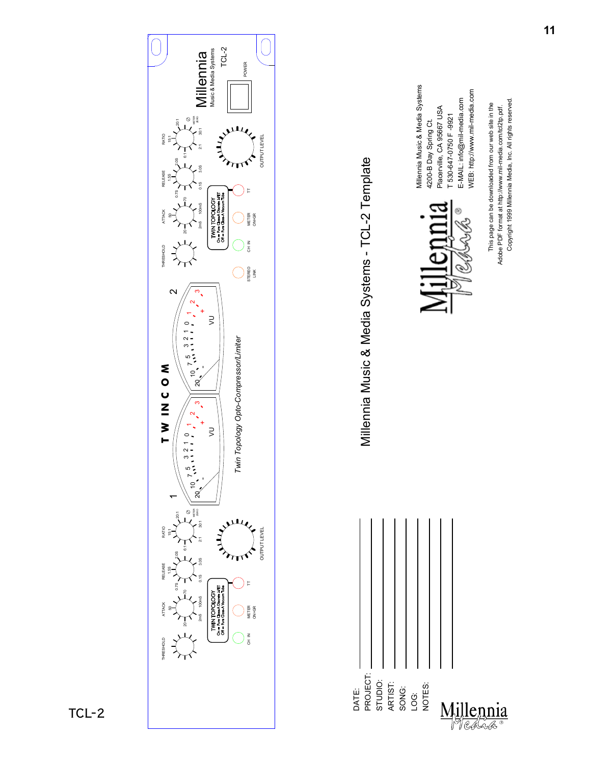# Millennia Music & Media Systems - TCL-2 Template

TCL-2

TWIN COM

Twin Topology Opto-Compressor/Limiter

Millennia Music & Media Systems TCL-2

THRESHOLD ATTACK RELEASE RATIO OUTPUT LEVEL

TWIN TOPOLOGY On = Pure Class-A Discrete J-FET Off = Pure Class-A Vacuum Tube

CH IN METER ON=GR TT STEREO LINK POWER

DATE:

PROJECT:

STUDIO:

ARTIST:

SONG:

LOG:

NOTES:

Millennia Music & Media Systems
4200-B Day Spring Ct.
Placerville, CA 95667 USA
T 530-647-0750 F -9921
E-MAIL: info@mil-media.com
WEB: http://www.mil-media.com

This page can be downloaded from our web site in the Adobe PDF format at http://www.mil-media.com/tcl2tp.pdf.
Copyright 1999 Millennia Media, Inc. All rights reserved.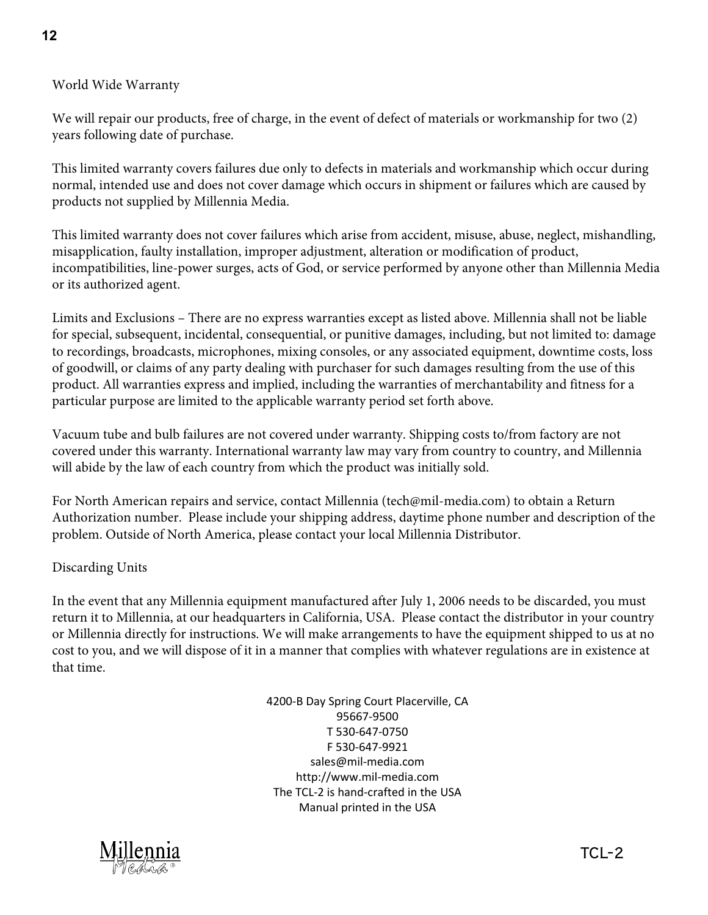## World Wide Warranty

We will repair our products, free of charge, in the event of defect of materials or workmanship for two (2) years following date of purchase.

This limited warranty covers failures due only to defects in materials and workmanship which occur during normal, intended use and does not cover damage which occurs in shipment or failures which are caused by products not supplied by Millennia Media.

This limited warranty does not cover failures which arise from accident, misuse, abuse, neglect, mishandling, misapplication, faulty installation, improper adjustment, alteration or modification of product, incompatibilities, line-power surges, acts of God, or service performed by anyone other than Millennia Media or its authorized agent.

Limits and Exclusions – There are no express warranties except as listed above. Millennia shall not be liable for special, subsequent, incidental, consequential, or punitive damages, including, but not limited to: damage to recordings, broadcasts, microphones, mixing consoles, or any associated equipment, downtime costs, loss of goodwill, or claims of any party dealing with purchaser for such damages resulting from the use of this product. All warranties express and implied, including the warranties of merchantability and fitness for a particular purpose are limited to the applicable warranty period set forth above.

Vacuum tube and bulb failures are not covered under warranty. Shipping costs to/from factory are not covered under this warranty. International warranty law may vary from country to country, and Millennia will abide by the law of each country from which the product was initially sold.

For North American repairs and service, contact Millennia (tech@mil-media.com) to obtain a Return Authorization number. Please include your shipping address, daytime phone number and description of the problem. Outside of North America, please contact your local Millennia Distributor.

## Discarding Units

In the event that any Millennia equipment manufactured after July 1, 2006 needs to be discarded, you must return it to Millennia, at our headquarters in California, USA. Please contact the distributor in your country or Millennia directly for instructions. We will make arrangements to have the equipment shipped to us at no cost to you, and we will dispose of it in a manner that complies with whatever regulations are in existence at that time.

4200-B Day Spring Court Placerville, CA
95667-9500
T 530-647-0750
F 530-647-9921
sales@mil-media.com
http://www.mil-media.com
The TCL-2 is hand-crafted in the USA
Manual printed in the USA